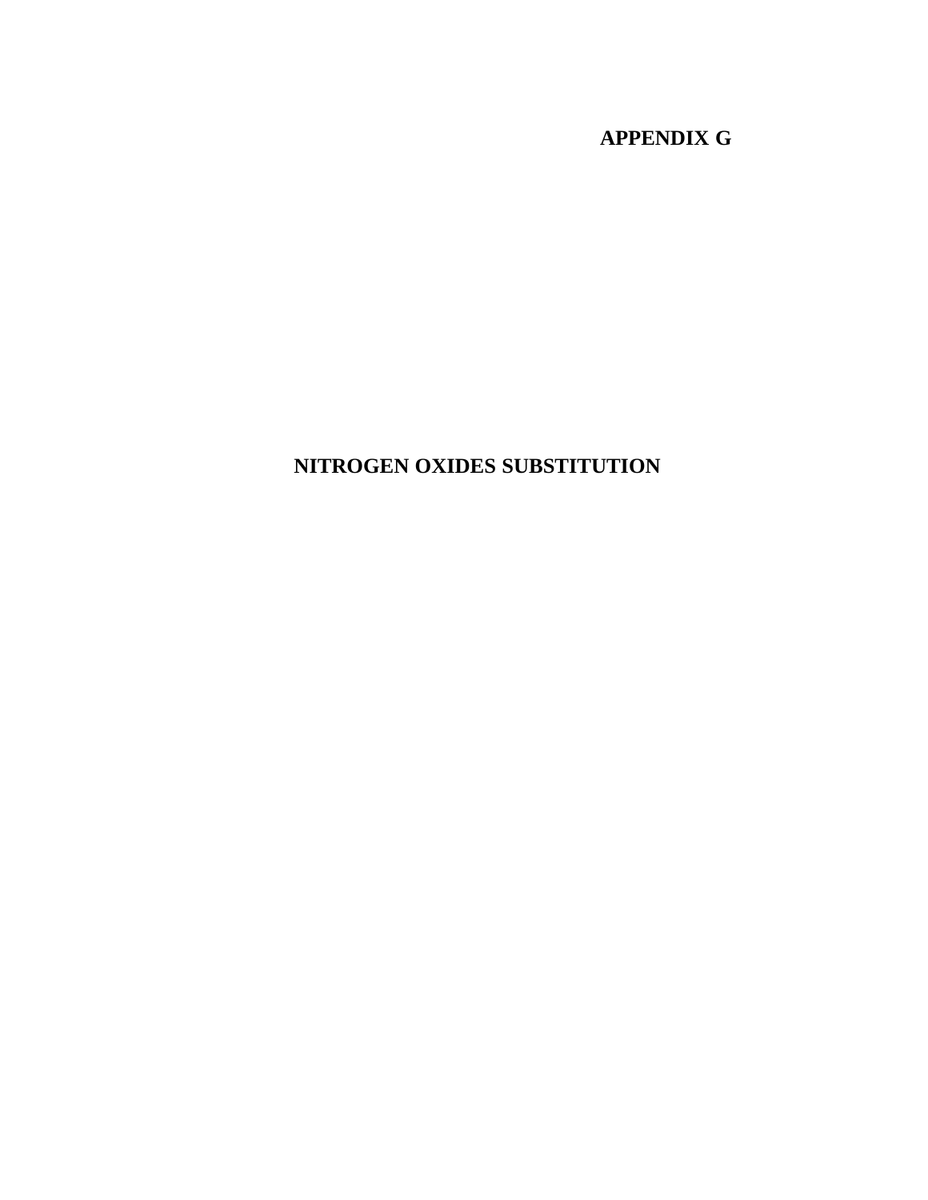# APPENDIX G

# NITROGEN OXIDES SUBSTITUTION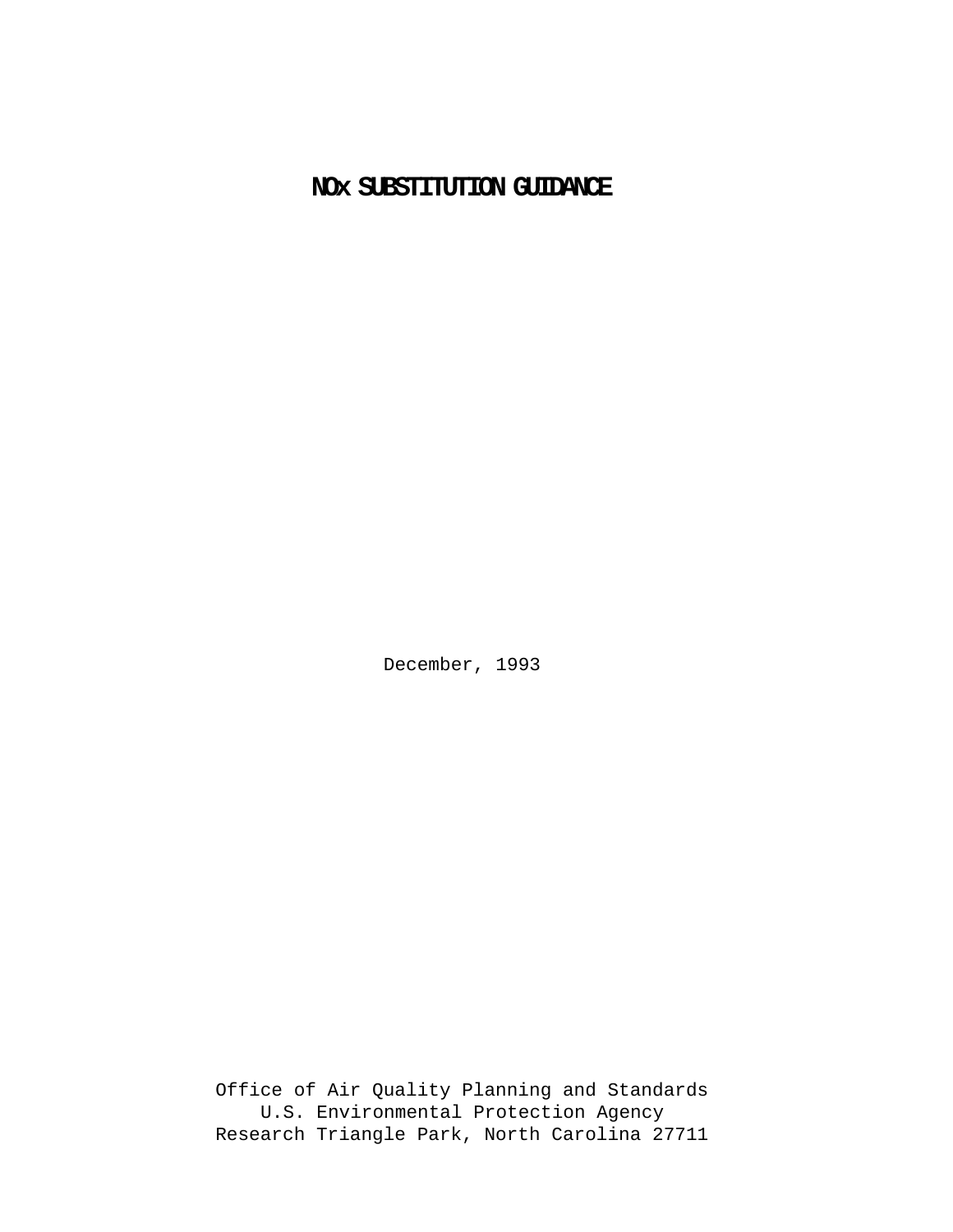# NOx SUBSTITUTION GUIDANCE

December, 1993

Office of Air Quality Planning and Standards
U.S. Environmental Protection Agency
Research Triangle Park, North Carolina 27711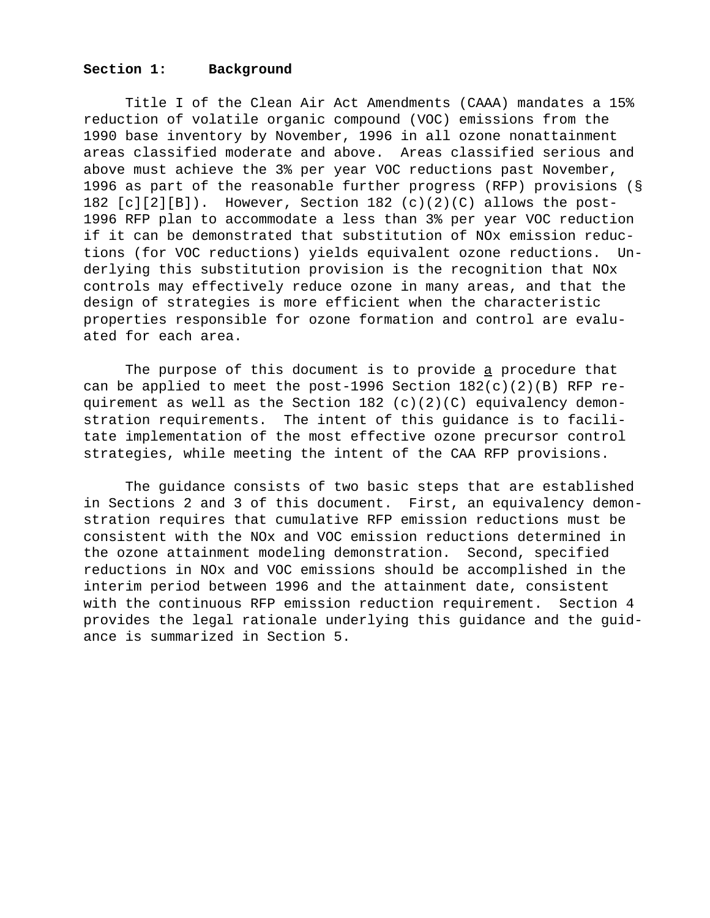## Section 1: Background

Title I of the Clean Air Act Amendments (CAAA) mandates a 15% reduction of volatile organic compound (VOC) emissions from the 1990 base inventory by November, 1996 in all ozone nonattainment areas classified moderate and above. Areas classified serious and above must achieve the 3% per year VOC reductions past November, 1996 as part of the reasonable further progress (RFP) provisions (§ 182 [c][2][B]). However, Section 182 (c)(2)(C) allows the post-1996 RFP plan to accommodate a less than 3% per year VOC reduction if it can be demonstrated that substitution of NOx emission reductions (for VOC reductions) yields equivalent ozone reductions. Underlying this substitution provision is the recognition that NOx controls may effectively reduce ozone in many areas, and that the design of strategies is more efficient when the characteristic properties responsible for ozone formation and control are evaluated for each area.

The purpose of this document is to provide a procedure that can be applied to meet the post-1996 Section 182(c)(2)(B) RFP requirement as well as the Section 182 (c)(2)(C) equivalency demonstration requirements. The intent of this guidance is to facilitate implementation of the most effective ozone precursor control strategies, while meeting the intent of the CAA RFP provisions.

The guidance consists of two basic steps that are established in Sections 2 and 3 of this document. First, an equivalency demonstration requires that cumulative RFP emission reductions must be consistent with the NOx and VOC emission reductions determined in the ozone attainment modeling demonstration. Second, specified reductions in NOx and VOC emissions should be accomplished in the interim period between 1996 and the attainment date, consistent with the continuous RFP emission reduction requirement. Section 4 provides the legal rationale underlying this guidance and the guidance is summarized in Section 5.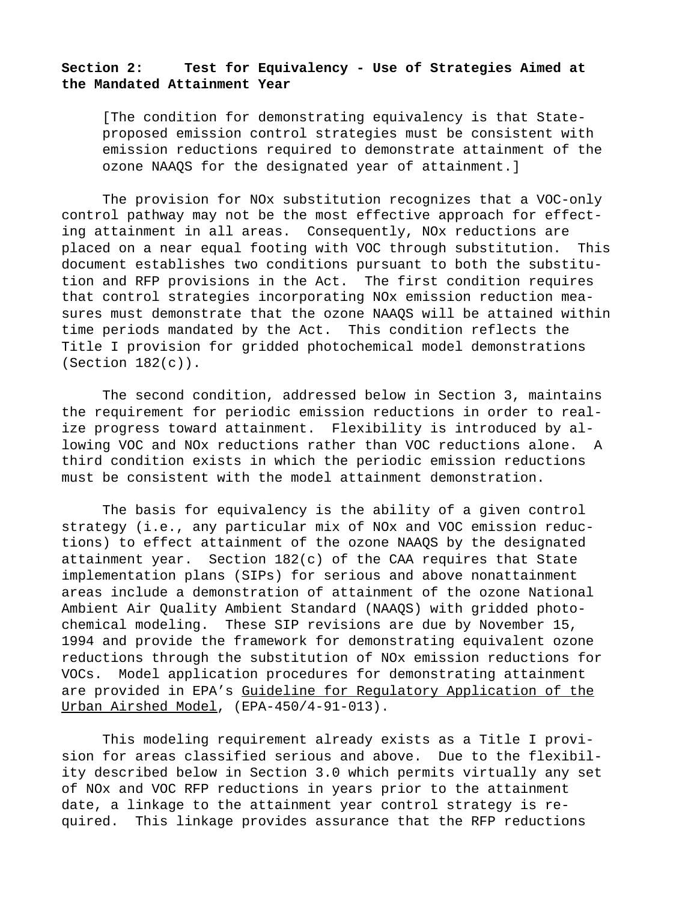**Section 2: Test for Equivalency - Use of Strategies Aimed at the Mandated Attainment Year**

> [The condition for demonstrating equivalency is that State-proposed emission control strategies must be consistent with emission reductions required to demonstrate attainment of the ozone NAAQS for the designated year of attainment.]

The provision for NOx substitution recognizes that a VOC-only control pathway may not be the most effective approach for effecting attainment in all areas. Consequently, NOx reductions are placed on a near equal footing with VOC through substitution. This document establishes two conditions pursuant to both the substitution and RFP provisions in the Act. The first condition requires that control strategies incorporating NOx emission reduction measures must demonstrate that the ozone NAAQS will be attained within time periods mandated by the Act. This condition reflects the Title I provision for gridded photochemical model demonstrations (Section 182(c)).

The second condition, addressed below in Section 3, maintains the requirement for periodic emission reductions in order to realize progress toward attainment. Flexibility is introduced by allowing VOC and NOx reductions rather than VOC reductions alone. A third condition exists in which the periodic emission reductions must be consistent with the model attainment demonstration.

The basis for equivalency is the ability of a given control strategy (i.e., any particular mix of NOx and VOC emission reductions) to effect attainment of the ozone NAAQS by the designated attainment year. Section 182(c) of the CAA requires that State implementation plans (SIPs) for serious and above nonattainment areas include a demonstration of attainment of the ozone National Ambient Air Quality Ambient Standard (NAAQS) with gridded photochemical modeling. These SIP revisions are due by November 15, 1994 and provide the framework for demonstrating equivalent ozone reductions through the substitution of NOx emission reductions for VOCs. Model application procedures for demonstrating attainment are provided in EPA's Guideline for Regulatory Application of the Urban Airshed Model, (EPA-450/4-91-013).

This modeling requirement already exists as a Title I provision for areas classified serious and above. Due to the flexibility described below in Section 3.0 which permits virtually any set of NOx and VOC RFP reductions in years prior to the attainment date, a linkage to the attainment year control strategy is required. This linkage provides assurance that the RFP reductions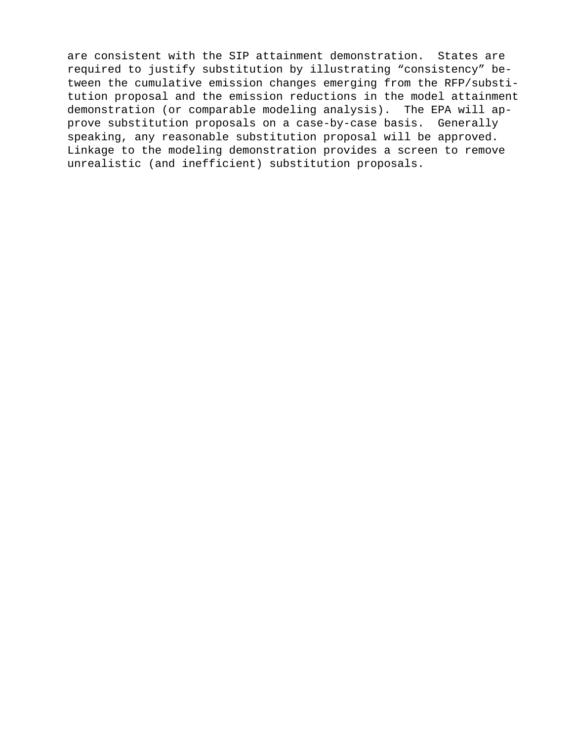are consistent with the SIP attainment demonstration. States are required to justify substitution by illustrating “consistency” between the cumulative emission changes emerging from the RFP/substitution proposal and the emission reductions in the model attainment demonstration (or comparable modeling analysis). The EPA will approve substitution proposals on a case-by-case basis. Generally speaking, any reasonable substitution proposal will be approved. Linkage to the modeling demonstration provides a screen to remove unrealistic (and inefficient) substitution proposals.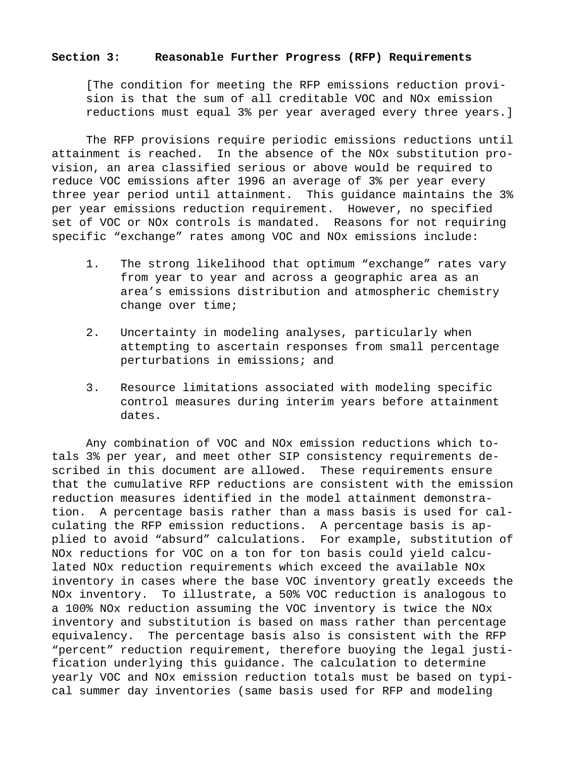## Section 3: Reasonable Further Progress (RFP) Requirements

[The condition for meeting the RFP emissions reduction provision is that the sum of all creditable VOC and NOx emission reductions must equal 3% per year averaged every three years.]

The RFP provisions require periodic emissions reductions until attainment is reached. In the absence of the NOx substitution provision, an area classified serious or above would be required to reduce VOC emissions after 1996 an average of 3% per year every three year period until attainment. This guidance maintains the 3% per year emissions reduction requirement. However, no specified set of VOC or NOx controls is mandated. Reasons for not requiring specific "exchange" rates among VOC and NOx emissions include:

1. The strong likelihood that optimum "exchange" rates vary from year to year and across a geographic area as an area's emissions distribution and atmospheric chemistry change over time;

2. Uncertainty in modeling analyses, particularly when attempting to ascertain responses from small percentage perturbations in emissions; and

3. Resource limitations associated with modeling specific control measures during interim years before attainment dates.

Any combination of VOC and NOx emission reductions which totals 3% per year, and meet other SIP consistency requirements described in this document are allowed. These requirements ensure that the cumulative RFP reductions are consistent with the emission reduction measures identified in the model attainment demonstration. A percentage basis rather than a mass basis is used for calculating the RFP emission reductions. A percentage basis is applied to avoid "absurd" calculations. For example, substitution of NOx reductions for VOC on a ton for ton basis could yield calculated NOx reduction requirements which exceed the available NOx inventory in cases where the base VOC inventory greatly exceeds the NOx inventory. To illustrate, a 50% VOC reduction is analogous to a 100% NOx reduction assuming the VOC inventory is twice the NOx inventory and substitution is based on mass rather than percentage equivalency. The percentage basis also is consistent with the RFP "percent" reduction requirement, therefore buoying the legal justification underlying this guidance. The calculation to determine yearly VOC and NOx emission reduction totals must be based on typical summer day inventories (same basis used for RFP and modeling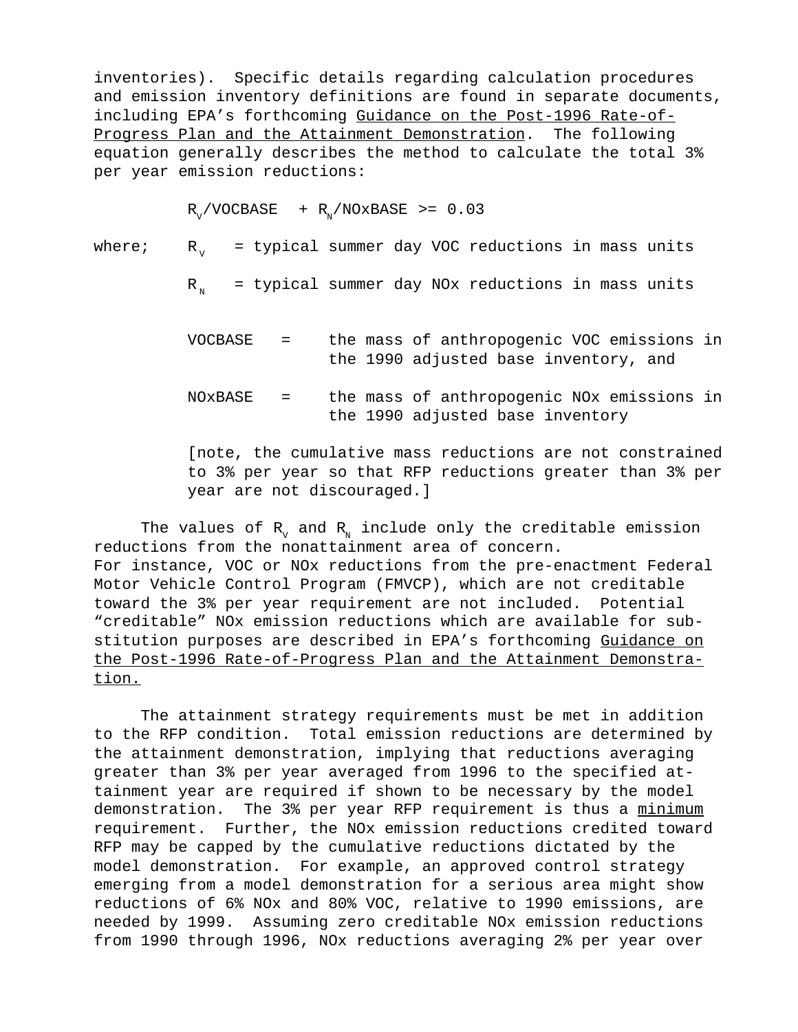inventories). Specific details regarding calculation procedures and emission inventory definitions are found in separate documents, including EPA's forthcoming Guidance on the Post-1996 Rate-of-Progress Plan and the Attainment Demonstration. The following equation generally describes the method to calculate the total 3% per year emission reductions:

$$R_V/VOCBASE + R_N/NOxBASE \geq 0.03$$

where; $R_V$ = typical summer day VOC reductions in mass units

$R_N$ = typical summer day NOx reductions in mass units

VOCBASE = the mass of anthropogenic VOC emissions in the 1990 adjusted base inventory, and

NOxBASE = the mass of anthropogenic NOx emissions in the 1990 adjusted base inventory

[note, the cumulative mass reductions are not constrained to 3% per year so that RFP reductions greater than 3% per year are not discouraged.]

The values of $R_V$ and $R_N$ include only the creditable emission reductions from the nonattainment area of concern. For instance, VOC or NOx reductions from the pre-enactment Federal Motor Vehicle Control Program (FMVCP), which are not creditable toward the 3% per year requirement are not included. Potential "creditable" NOx emission reductions which are available for substitution purposes are described in EPA's forthcoming Guidance on the Post-1996 Rate-of-Progress Plan and the Attainment Demonstration.

The attainment strategy requirements must be met in addition to the RFP condition. Total emission reductions are determined by the attainment demonstration, implying that reductions averaging greater than 3% per year averaged from 1996 to the specified attainment year are required if shown to be necessary by the model demonstration. The 3% per year RFP requirement is thus a minimum requirement. Further, the NOx emission reductions credited toward RFP may be capped by the cumulative reductions dictated by the model demonstration. For example, an approved control strategy emerging from a model demonstration for a serious area might show reductions of 6% NOx and 80% VOC, relative to 1990 emissions, are needed by 1999. Assuming zero creditable NOx emission reductions from 1990 through 1996, NOx reductions averaging 2% per year over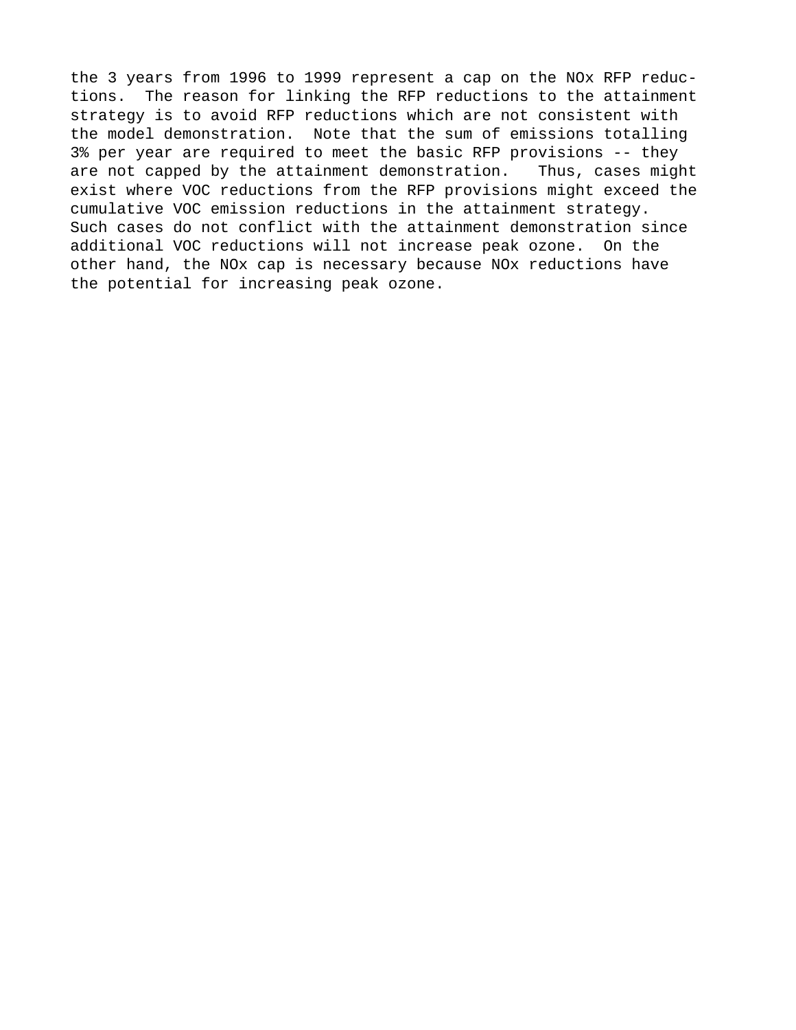the 3 years from 1996 to 1999 represent a cap on the NOx RFP reductions. The reason for linking the RFP reductions to the attainment strategy is to avoid RFP reductions which are not consistent with the model demonstration. Note that the sum of emissions totalling 3% per year are required to meet the basic RFP provisions -- they are not capped by the attainment demonstration. Thus, cases might exist where VOC reductions from the RFP provisions might exceed the cumulative VOC emission reductions in the attainment strategy. Such cases do not conflict with the attainment demonstration since additional VOC reductions will not increase peak ozone. On the other hand, the NOx cap is necessary because NOx reductions have the potential for increasing peak ozone.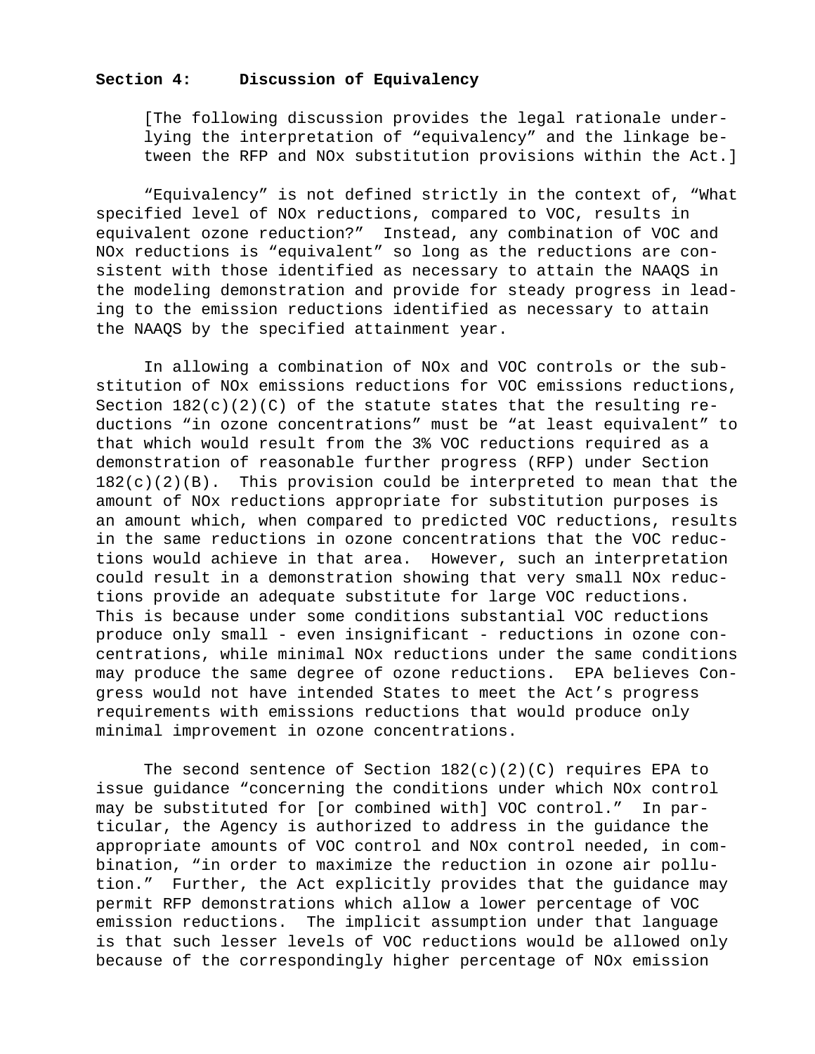**Section 4: Discussion of Equivalency**

[The following discussion provides the legal rationale underlying the interpretation of "equivalency" and the linkage between the RFP and NOx substitution provisions within the Act.]

"Equivalency" is not defined strictly in the context of, "What specified level of NOx reductions, compared to VOC, results in equivalent ozone reduction?" Instead, any combination of VOC and NOx reductions is "equivalent" so long as the reductions are consistent with those identified as necessary to attain the NAAQS in the modeling demonstration and provide for steady progress in leading to the emission reductions identified as necessary to attain the NAAQS by the specified attainment year.

In allowing a combination of NOx and VOC controls or the substitution of NOx emissions reductions for VOC emissions reductions, Section 182(c)(2)(C) of the statute states that the resulting reductions "in ozone concentrations" must be "at least equivalent" to that which would result from the 3% VOC reductions required as a demonstration of reasonable further progress (RFP) under Section 182(c)(2)(B). This provision could be interpreted to mean that the amount of NOx reductions appropriate for substitution purposes is an amount which, when compared to predicted VOC reductions, results in the same reductions in ozone concentrations that the VOC reductions would achieve in that area. However, such an interpretation could result in a demonstration showing that very small NOx reductions provide an adequate substitute for large VOC reductions. This is because under some conditions substantial VOC reductions produce only small - even insignificant - reductions in ozone concentrations, while minimal NOx reductions under the same conditions may produce the same degree of ozone reductions. EPA believes Congress would not have intended States to meet the Act's progress requirements with emissions reductions that would produce only minimal improvement in ozone concentrations.

The second sentence of Section 182(c)(2)(C) requires EPA to issue guidance "concerning the conditions under which NOx control may be substituted for [or combined with] VOC control." In particular, the Agency is authorized to address in the guidance the appropriate amounts of VOC control and NOx control needed, in combination, "in order to maximize the reduction in ozone air pollution." Further, the Act explicitly provides that the guidance may permit RFP demonstrations which allow a lower percentage of VOC emission reductions. The implicit assumption under that language is that such lesser levels of VOC reductions would be allowed only because of the correspondingly higher percentage of NOx emission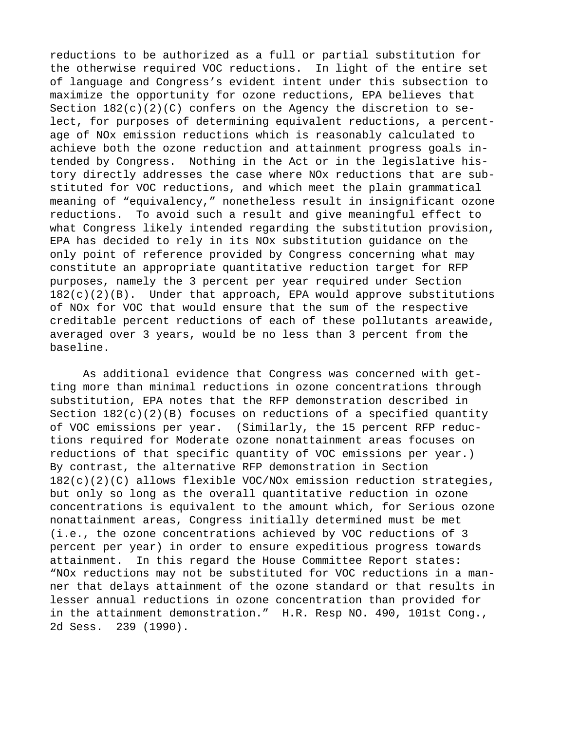reductions to be authorized as a full or partial substitution for the otherwise required VOC reductions. In light of the entire set of language and Congress's evident intent under this subsection to maximize the opportunity for ozone reductions, EPA believes that Section 182(c)(2)(C) confers on the Agency the discretion to select, for purposes of determining equivalent reductions, a percentage of NOx emission reductions which is reasonably calculated to achieve both the ozone reduction and attainment progress goals intended by Congress. Nothing in the Act or in the legislative history directly addresses the case where NOx reductions that are substituted for VOC reductions, and which meet the plain grammatical meaning of "equivalency," nonetheless result in insignificant ozone reductions. To avoid such a result and give meaningful effect to what Congress likely intended regarding the substitution provision, EPA has decided to rely in its NOx substitution guidance on the only point of reference provided by Congress concerning what may constitute an appropriate quantitative reduction target for RFP purposes, namely the 3 percent per year required under Section 182(c)(2)(B). Under that approach, EPA would approve substitutions of NOx for VOC that would ensure that the sum of the respective creditable percent reductions of each of these pollutants areawide, averaged over 3 years, would be no less than 3 percent from the baseline.

As additional evidence that Congress was concerned with getting more than minimal reductions in ozone concentrations through substitution, EPA notes that the RFP demonstration described in Section 182(c)(2)(B) focuses on reductions of a specified quantity of VOC emissions per year. (Similarly, the 15 percent RFP reductions required for Moderate ozone nonattainment areas focuses on reductions of that specific quantity of VOC emissions per year.) By contrast, the alternative RFP demonstration in Section 182(c)(2)(C) allows flexible VOC/NOx emission reduction strategies, but only so long as the overall quantitative reduction in ozone concentrations is equivalent to the amount which, for Serious ozone nonattainment areas, Congress initially determined must be met (i.e., the ozone concentrations achieved by VOC reductions of 3 percent per year) in order to ensure expeditious progress towards attainment. In this regard the House Committee Report states: "NOx reductions may not be substituted for VOC reductions in a manner that delays attainment of the ozone standard or that results in lesser annual reductions in ozone concentration than provided for in the attainment demonstration." H.R. Resp NO. 490, 101st Cong., 2d Sess. 239 (1990).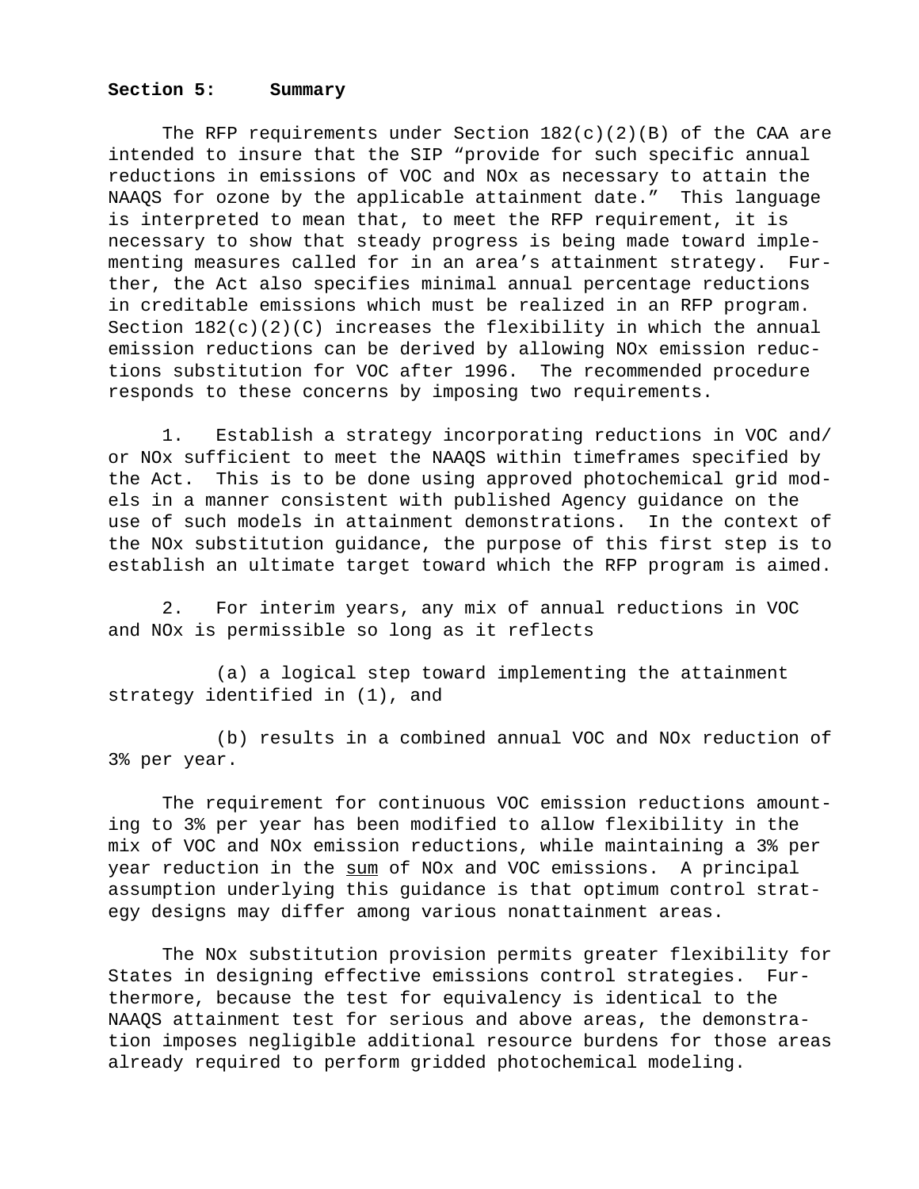## Section 5: Summary

The RFP requirements under Section 182(c)(2)(B) of the CAA are intended to insure that the SIP "provide for such specific annual reductions in emissions of VOC and NOx as necessary to attain the NAAQS for ozone by the applicable attainment date." This language is interpreted to mean that, to meet the RFP requirement, it is necessary to show that steady progress is being made toward implementing measures called for in an area's attainment strategy. Further, the Act also specifies minimal annual percentage reductions in creditable emissions which must be realized in an RFP program. Section 182(c)(2)(C) increases the flexibility in which the annual emission reductions can be derived by allowing NOx emission reductions substitution for VOC after 1996. The recommended procedure responds to these concerns by imposing two requirements.

1. Establish a strategy incorporating reductions in VOC and/or NOx sufficient to meet the NAAQS within timeframes specified by the Act. This is to be done using approved photochemical grid models in a manner consistent with published Agency guidance on the use of such models in attainment demonstrations. In the context of the NOx substitution guidance, the purpose of this first step is to establish an ultimate target toward which the RFP program is aimed.

2. For interim years, any mix of annual reductions in VOC and NOx is permissible so long as it reflects

   (a) a logical step toward implementing the attainment strategy identified in (1), and

   (b) results in a combined annual VOC and NOx reduction of 3% per year.

The requirement for continuous VOC emission reductions amounting to 3% per year has been modified to allow flexibility in the mix of VOC and NOx emission reductions, while maintaining a 3% per year reduction in the <u>sum</u> of NOx and VOC emissions. A principal assumption underlying this guidance is that optimum control strategy designs may differ among various nonattainment areas.

The NOx substitution provision permits greater flexibility for States in designing effective emissions control strategies. Furthermore, because the test for equivalency is identical to the NAAQS attainment test for serious and above areas, the demonstration imposes negligible additional resource burdens for those areas already required to perform gridded photochemical modeling.